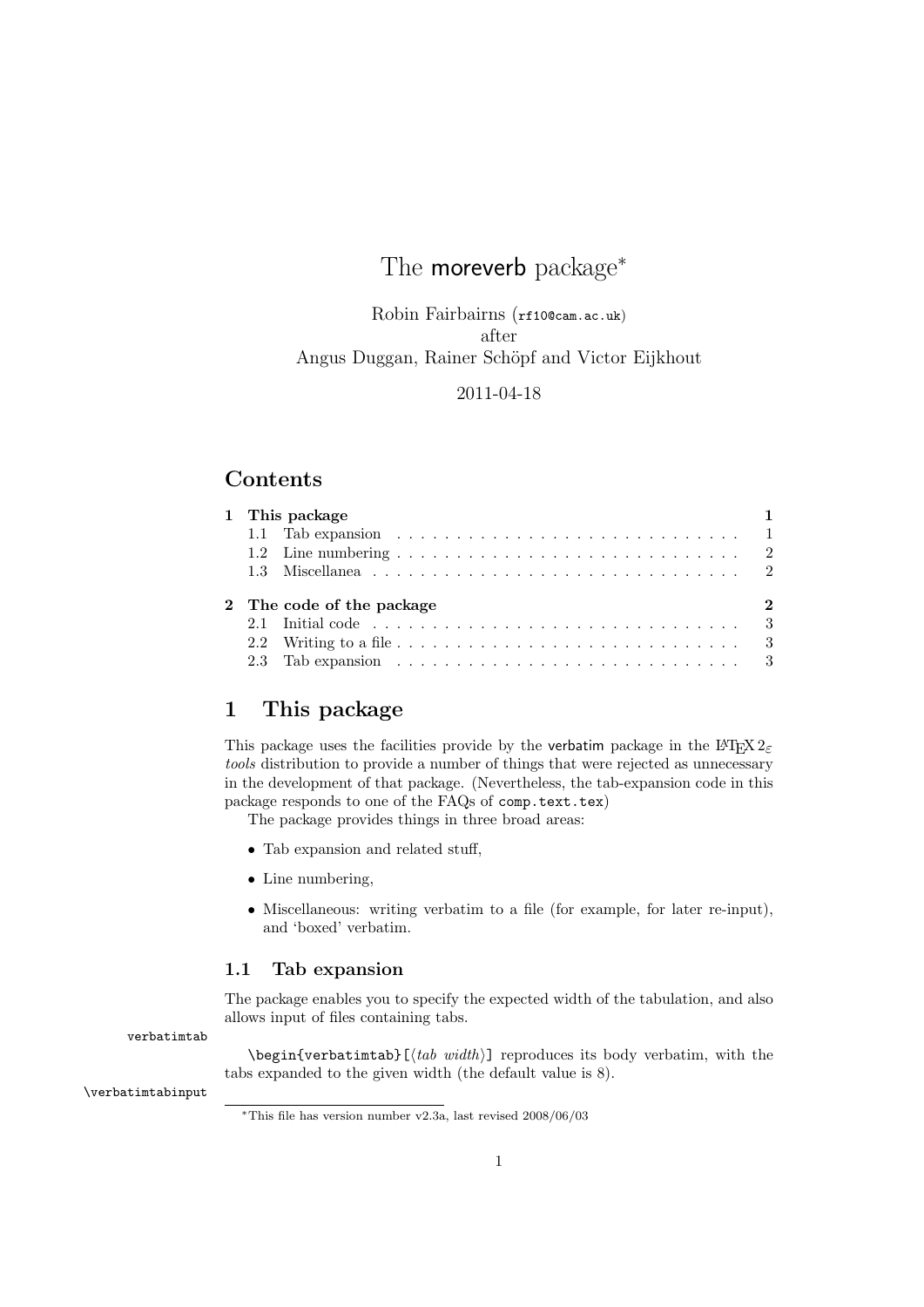# The moreverb package*

Robin Fairbairns (rf10@cam.ac.uk)
after
Angus Duggan, Rainer Schöpf and Victor Eijkhout

2011-04-18

## Contents

| | | |
|---|---|---|
| **1** | **This package** | **1** |
| 1.1 | Tab expansion | 1 |
| 1.2 | Line numbering | 2 |
| 1.3 | Miscellanea | 2 |
| **2** | **The code of the package** | **2** |
| 2.1 | Initial code | 3 |
| 2.2 | Writing to a file | 3 |
| 2.3 | Tab expansion | 3 |

## 1 This package

This package uses the facilities provide by the verbatim package in the LaTeX 2$_\varepsilon$ *tools* distribution to provide a number of things that were rejected as unnecessary in the development of that package. (Nevertheless, the tab-expansion code in this package responds to one of the FAQs of `comp.text.tex`)

The package provides things in three broad areas:

- Tab expansion and related stuff,
- Line numbering,
- Miscellaneous: writing verbatim to a file (for example, for later re-input), and 'boxed' verbatim.

### 1.1 Tab expansion

The package enables you to specify the expected width of the tabulation, and also allows input of files containing tabs.

`verbatimtab`

`\begin{verbatimtab}[`⟨*tab width*⟩`]` reproduces its body verbatim, with the tabs expanded to the given width (the default value is 8).

`\verbatimtabinput`

*This file has version number v2.3a, last revised 2008/06/03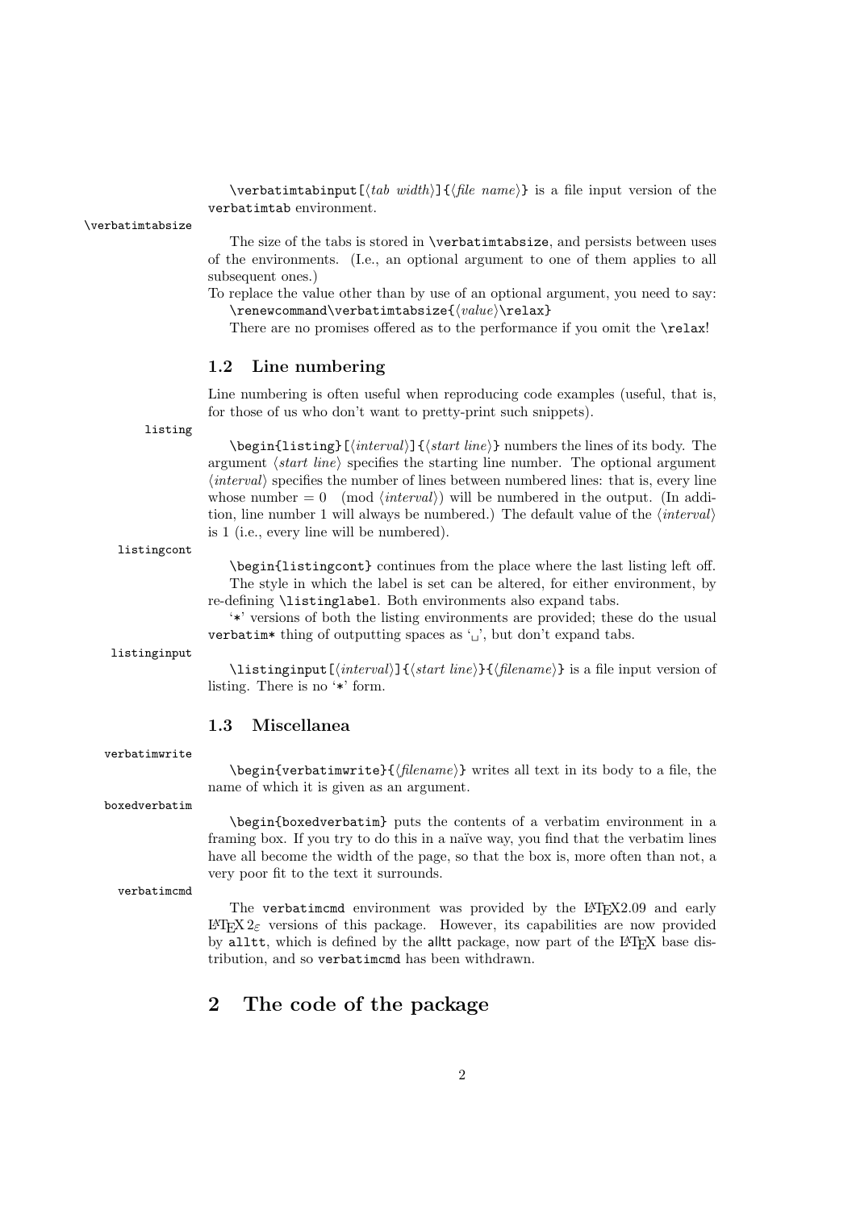`\verbatimtabinput[⟨tab width⟩]{⟨file name⟩}` is a file input version of the `verbatimtab` environment.

`\verbatimtabsize`

The size of the tabs is stored in `\verbatimtabsize`, and persists between uses of the environments. (I.e., an optional argument to one of them applies to all subsequent ones.)

To replace the value other than by use of an optional argument, you need to say:
`\renewcommand\verbatimtabsize{⟨value⟩\relax}`

There are no promises offered as to the performance if you omit the `\relax`!

### 1.2 Line numbering

Line numbering is often useful when reproducing code examples (useful, that is, for those of us who don't want to pretty-print such snippets).

`listing`

`\begin{listing}[⟨interval⟩]{⟨start line⟩}` numbers the lines of its body. The argument ⟨*start line*⟩ specifies the starting line number. The optional argument ⟨*interval*⟩ specifies the number of lines between numbered lines: that is, every line whose number $= 0 \pmod{\langle interval \rangle}$ will be numbered in the output. (In addition, line number 1 will always be numbered.) The default value of the ⟨*interval*⟩ is 1 (i.e., every line will be numbered).

`listingcont`

`\begin{listingcont}` continues from the place where the last listing left off.

The style in which the label is set can be altered, for either environment, by re-defining `\listinglabel`. Both environments also expand tabs.

'`*`' versions of both the listing environments are provided; these do the usual `verbatim*` thing of outputting spaces as '␣', but don't expand tabs.

`listinginput`

`\listinginput[⟨interval⟩]{⟨start line⟩}{⟨filename⟩}` is a file input version of listing. There is no '`*`' form.

### 1.3 Miscellanea

`verbatimwrite`

`\begin{verbatimwrite}{⟨filename⟩}` writes all text in its body to a file, the name of which it is given as an argument.

`boxedverbatim`

`\begin{boxedverbatim}` puts the contents of a verbatim environment in a framing box. If you try to do this in a naïve way, you find that the verbatim lines have all become the width of the page, so that the box is, more often than not, a very poor fit to the text it surrounds.

`verbatimcmd`

The `verbatimcmd` environment was provided by the LaTeX2.09 and early LaTeX 2ε versions of this package. However, its capabilities are now provided by `alltt`, which is defined by the alltt package, now part of the LaTeX base distribution, and so `verbatimcmd` has been withdrawn.

## 2 The code of the package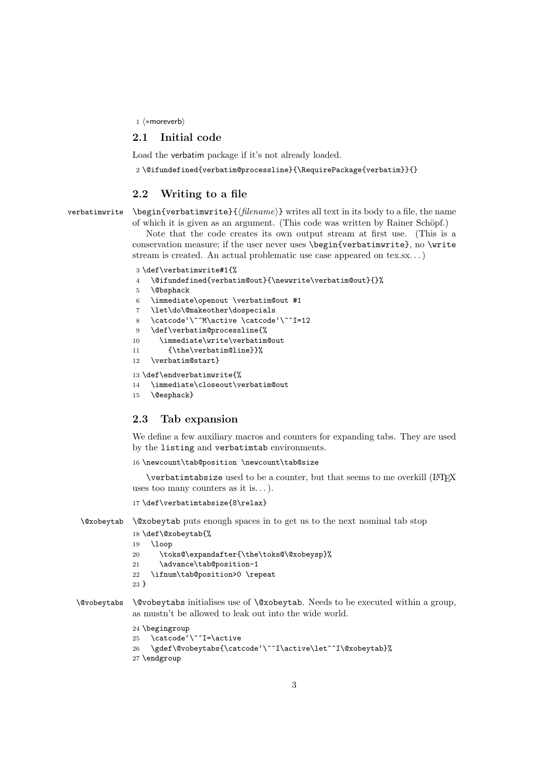1 ⟨*moreverb⟩

## 2.1 Initial code

Load the verbatim package if it's not already loaded.

```
2 \@ifundefined{verbatim@processline}{\RequirePackage{verbatim}}{}
```

## 2.2 Writing to a file

verbatimwrite `\begin{verbatimwrite}{⟨filename⟩}` writes all text in its body to a file, the name of which it is given as an argument. (This code was written by Rainer Schöpf.)

Note that the code creates its own output stream at first use. (This is a conservation measure; if the user never uses `\begin{verbatimwrite}`, no `\write` stream is created. An actual problematic use case appeared on tex.sx. . . )

```
3 \def\verbatimwrite#1{%
4   \@ifundefined{verbatim@out}{\newwrite\verbatim@out}{}%
5   \@bsphack
6   \immediate\openout \verbatim@out #1
7   \let\do\@makeother\dospecials
8   \catcode`\^^M\active \catcode`\^^I=12
9   \def\verbatim@processline{%
10    \immediate\write\verbatim@out
11      {\the\verbatim@line}}%
12  \verbatim@start}
13 \def\endverbatimwrite{%
14   \immediate\closeout\verbatim@out
15   \@esphack}
```

## 2.3 Tab expansion

We define a few auxiliary macros and counters for expanding tabs. They are used by the `listing` and `verbatimtab` environments.

```
16 \newcount\tab@position \newcount\tab@size
```

`\verbatimtabsize` used to be a counter, but that seems to me overkill (LaTeX uses too many counters as it is. . . ).

```
17 \def\verbatimtabsize{8\relax}
```

\@xobeytab `\@xobeytab` puts enough spaces in to get us to the next nominal tab stop

```
18 \def\@xobeytab{%
19   \loop
20     \toks@\expandafter{\the\toks@\@xobeysp}%
21     \advance\tab@position-1
22   \ifnum\tab@position>0 \repeat
23 }
```

\@vobeytabs `\@vobeytabs` initialises use of `\@xobeytab`. Needs to be executed within a group, as mustn't be allowed to leak out into the wide world.

```
24 \begingroup
25   \catcode`\^^I=\active
26   \gdef\@vobeytabs{\catcode`\^^I\active\let^^I\@xobeytab}%
27 \endgroup
```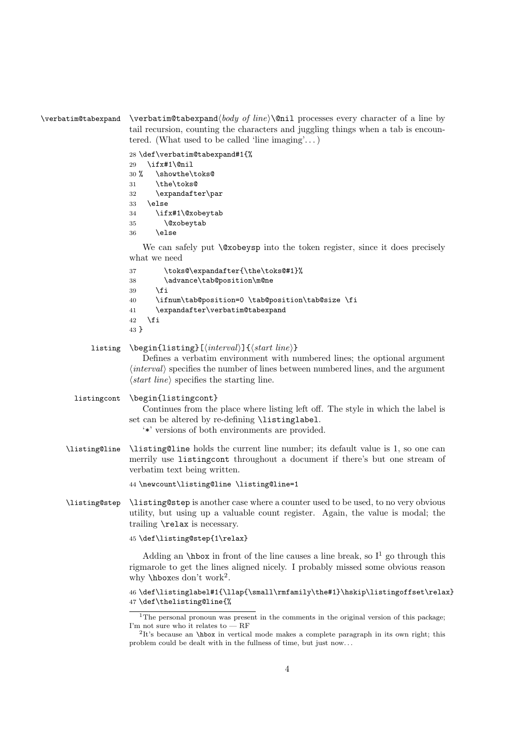`\verbatim@tabexpand`

`\verbatim@tabexpand`⟨*body of line*⟩`\@nil` processes every character of a line by tail recursion, counting the characters and juggling things when a tab is encountered. (What used to be called 'line imaging'. . . )

```
28 \def\verbatim@tabexpand#1{%
29   \ifx#1\@nil
30 %    \showthe\toks@
31     \the\toks@
32     \expandafter\par
33   \else
34     \ifx#1\@xobeytab
35       \@xobeytab
36     \else
```

We can safely put `\@xobeysp` into the token register, since it does precisely what we need

```
37       \toks@\expandafter{\the\toks@#1}%
38       \advance\tab@position\m@ne
39     \fi
40     \ifnum\tab@position=0 \tab@position\tab@size \fi
41     \expandafter\verbatim@tabexpand
42   \fi
43 }
```

`listing`

`\begin{listing}[`⟨*interval*⟩`]{`⟨*start line*⟩`}`

Defines a verbatim environment with numbered lines; the optional argument ⟨*interval*⟩ specifies the number of lines between numbered lines, and the argument ⟨*start line*⟩ specifies the starting line.

`listingcont`

`\begin{listingcont}`

Continues from the place where listing left off. The style in which the label is set can be altered by re-defining `\listinglabel`.

'`*`' versions of both environments are provided.

`\listing@line`

`\listing@line` holds the current line number; its default value is 1, so one can merrily use `listingcont` throughout a document if there's but one stream of verbatim text being written.

```
44 \newcount\listing@line \listing@line=1
```

`\listing@step`

`\listing@step` is another case where a counter used to be used, to no very obvious utility, but using up a valuable count register. Again, the value is modal; the trailing `\relax` is necessary.

```
45 \def\listing@step{1\relax}
```

Adding an `\hbox` in front of the line causes a line break, so I[1] go through this rigmarole to get the lines aligned nicely. I probably missed some obvious reason why `\hbox`es don't work[2].

```
46 \def\listinglabel#1{\llap{\small\rmfamily\the#1}\hskip\listingoffset\relax}
47 \def\thelisting@line{%
```

---

[1] The personal pronoun was present in the comments in the original version of this package; I'm not sure who it relates to — RF

[2] It's because an `\hbox` in vertical mode makes a complete paragraph in its own right; this problem could be dealt with in the fullness of time, but just now. . .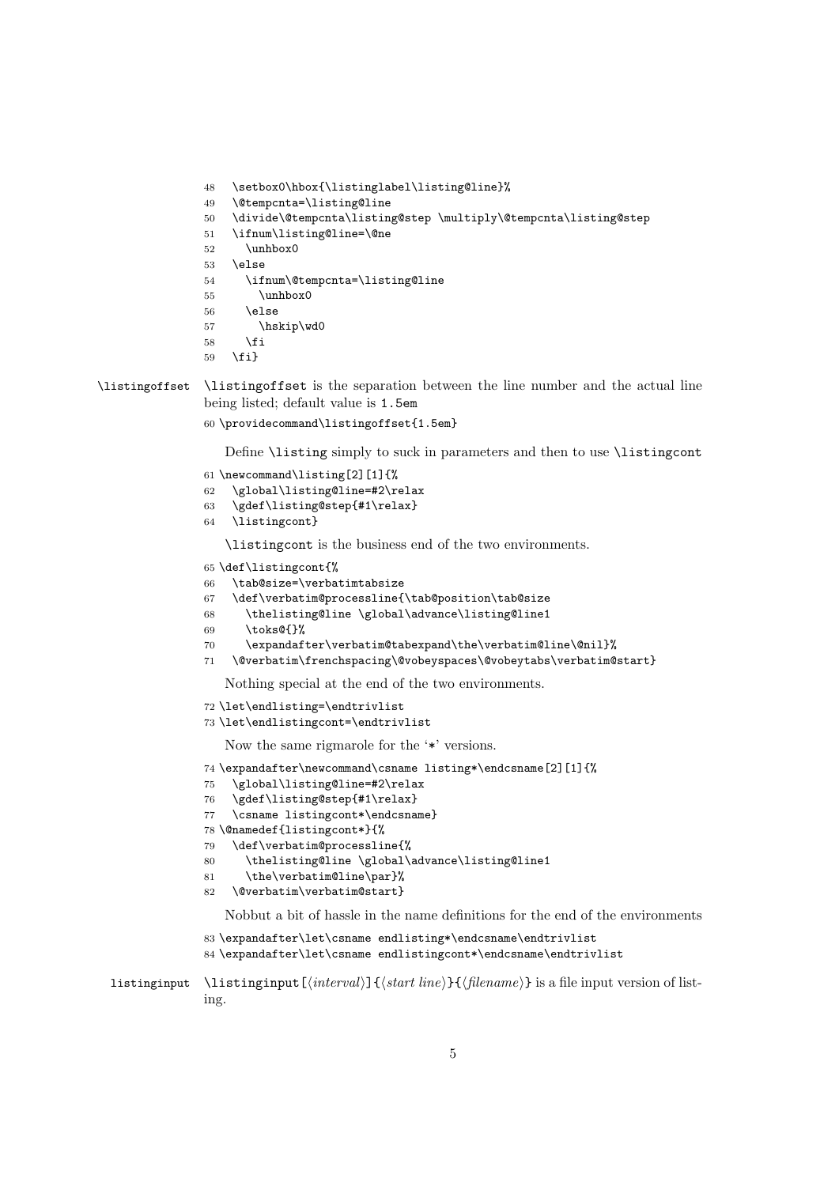```
48   \setbox0\hbox{\listinglabel\listing@line}%
49   \@tempcnta=\listing@line
50   \divide\@tempcnta\listing@step \multiply\@tempcnta\listing@step
51   \ifnum\listing@line=\@ne
52     \unhbox0
53   \else
54     \ifnum\@tempcnta=\listing@line
55       \unhbox0
56     \else
57       \hskip\wd0
58     \fi
59   \fi}
```

\listingoffset

`\listingoffset` is the separation between the line number and the actual line being listed; default value is `1.5em`

```
60 \providecommand\listingoffset{1.5em}
```

Define `\listing` simply to suck in parameters and then to use `\listingcont`

```
61 \newcommand\listing[2][1]{%
62   \global\listing@line=#2\relax
63   \gdef\listing@step{#1\relax}
64   \listingcont}
```

`\listingcont` is the business end of the two environments.

```
65 \def\listingcont{%
66   \tab@size=\verbatimtabsize
67   \def\verbatim@processline{\tab@position\tab@size
68     \thelisting@line \global\advance\listing@line1
69     \toks@{}%
70     \expandafter\verbatim@tabexpand\the\verbatim@line\@nil}%
71   \@verbatim\frenchspacing\@vobeyspaces\@vobeytabs\verbatim@start}
```

Nothing special at the end of the two environments.

```
72 \let\endlisting=\endtrivlist
73 \let\endlistingcont=\endtrivlist
```

Now the same rigmarole for the '*' versions.

```
74 \expandafter\newcommand\csname listing*\endcsname[2][1]{%
75   \global\listing@line=#2\relax
76   \gdef\listing@step{#1\relax}
77   \csname listingcont*\endcsname}
78 \@namedef{listingcont*}{%
79   \def\verbatim@processline{%
80     \thelisting@line \global\advance\listing@line1
81     \the\verbatim@line\par}%
82   \@verbatim\verbatim@start}
```

Nobbut a bit of hassle in the name definitions for the end of the environments

```
83 \expandafter\let\csname endlisting*\endcsname\endtrivlist
84 \expandafter\let\csname endlistingcont*\endcsname\endtrivlist
```

listinginput

`\listinginput[`⟨*interval*⟩`]{`⟨*start line*⟩`}{`⟨*filename*⟩`}` is a file input version of listing.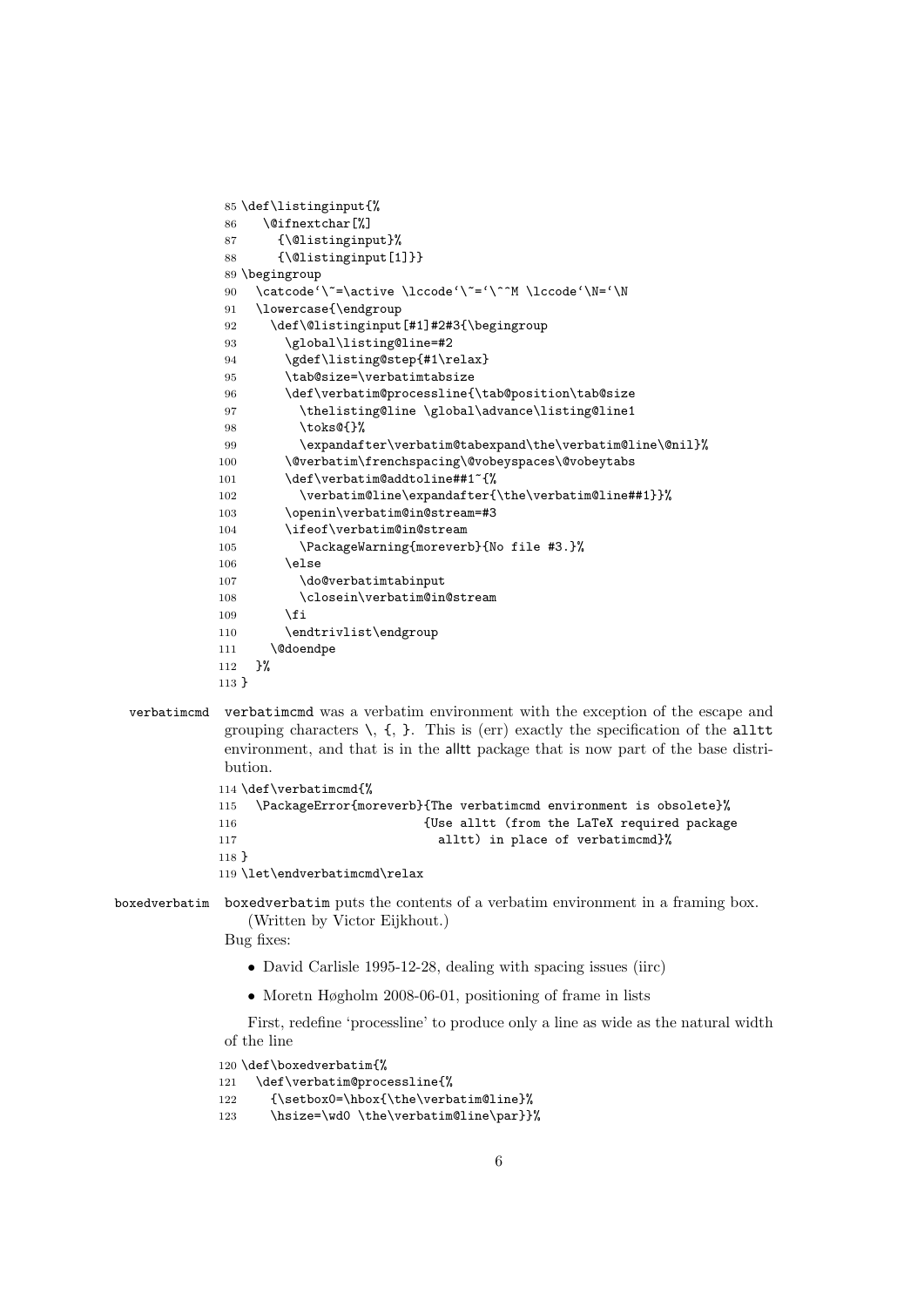```
85 \def\listinginput{%
86   \@ifnextchar[%]
87     {\@listinginput}%
88     {\@listinginput[1]}}
89 \begingroup
90   \catcode`\~=\active \lccode`\~=`\^^M \lccode`\N=`\N
91   \lowercase{\endgroup
92     \def\@listinginput[#1]#2#3{\begingroup
93       \global\listing@line=#2
94       \gdef\listing@step{#1\relax}
95       \tab@size=\verbatimtabsize
96       \def\verbatim@processline{\tab@position\tab@size
97         \thelisting@line \global\advance\listing@line1
98         \toks@{}%
99         \expandafter\verbatim@tabexpand\the\verbatim@line\@nil}%
100      \@verbatim\frenchspacing\@vobeyspaces\@vobeytabs
101      \def\verbatim@addtoline##1~{%
102        \verbatim@line\expandafter{\the\verbatim@line##1}}%
103      \openin\verbatim@in@stream=#3
104      \ifeof\verbatim@in@stream
105        \PackageWarning{moreverb}{No file #3.}%
106      \else
107        \do@verbatimtabinput
108        \closein\verbatim@in@stream
109      \fi
110      \endtrivlist\endgroup
111    \@doendpe
112  }%
113 }
```

**verbatimcmd** verbatimcmd was a verbatim environment with the exception of the escape and grouping characters \, {, }. This is (err) exactly the specification of the alltt environment, and that is in the alltt package that is now part of the base distribution.

```
114 \def\verbatimcmd{%
115   \PackageError{moreverb}{The verbatimcmd environment is obsolete}%
116                          {Use alltt (from the LaTeX required package
117                            alltt) in place of verbatimcmd}%
118 }
119 \let\endverbatimcmd\relax
```

**boxedverbatim** boxedverbatim puts the contents of a verbatim environment in a framing box.

(Written by Victor Eijkhout.)

Bug fixes:

- David Carlisle 1995-12-28, dealing with spacing issues (iirc)
- Moretn Høgholm 2008-06-01, positioning of frame in lists

First, redefine 'processline' to produce only a line as wide as the natural width of the line

```
120 \def\boxedverbatim{%
121   \def\verbatim@processline{%
122     {\setbox0=\hbox{\the\verbatim@line}%
123     \hsize=\wd0 \the\verbatim@line\par}}%
```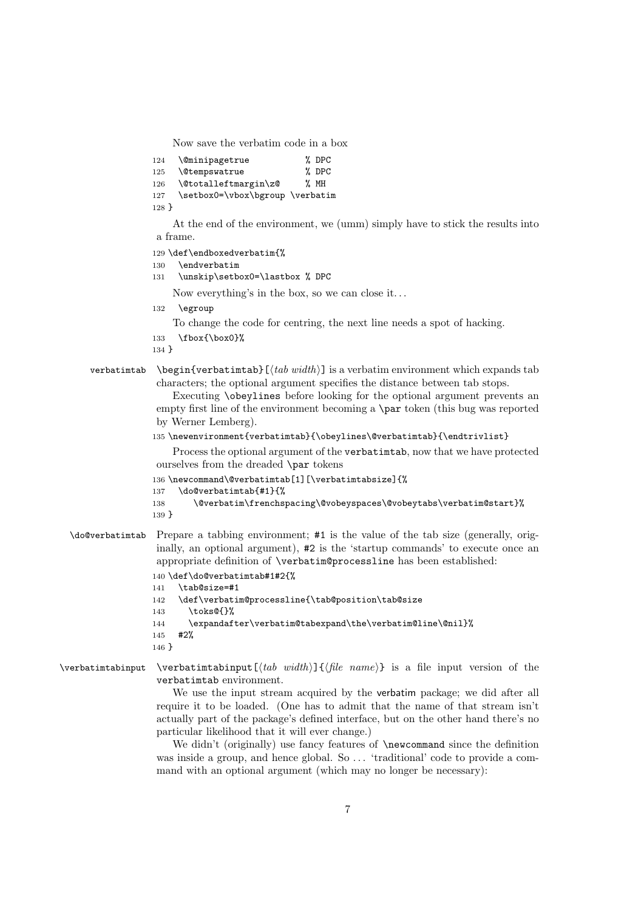Now save the verbatim code in a box

```
124   \@minipagetrue           % DPC
125   \@tempswatrue            % DPC
126   \@totalleftmargin\z@     % MH
127   \setbox0=\vbox\bgroup \verbatim
128 }
```

At the end of the environment, we (umm) simply have to stick the results into a frame.

```
129 \def\endboxedverbatim{%
130   \endverbatim
131   \unskip\setbox0=\lastbox % DPC
```

Now everything's in the box, so we can close it...

```
132   \egroup
```

To change the code for centring, the next line needs a spot of hacking.

```
133   \fbox{\box0}%
134 }
```

verbatimtab — `\begin{verbatimtab}[`⟨*tab width*⟩`]` is a verbatim environment which expands tab characters; the optional argument specifies the distance between tab stops.

Executing `\obeylines` before looking for the optional argument prevents an empty first line of the environment becoming a `\par` token (this bug was reported by Werner Lemberg).

```
135 \newenvironment{verbatimtab}{\obeylines\@verbatimtab}{\endtrivlist}
```

Process the optional argument of the verbatimtab, now that we have protected ourselves from the dreaded `\par` tokens

```
136 \newcommand\@verbatimtab[1][\verbatimtabsize]{%
137   \do@verbatimtab{#1}{%
138       \@verbatim\frenchspacing\@vobeyspaces\@vobeytabs\verbatim@start}%
139 }
```

\do@verbatimtab — Prepare a tabbing environment; #1 is the value of the tab size (generally, originally, an optional argument), #2 is the 'startup commands' to execute once an appropriate definition of `\verbatim@processline` has been established:

```
140 \def\do@verbatimtab#1#2{%
141   \tab@size=#1
142   \def\verbatim@processline{\tab@position\tab@size
143     \toks@{}%
144     \expandafter\verbatim@tabexpand\the\verbatim@line\@nil}%
145   #2%
146 }
```

\verbatimtabinput — `\verbatimtabinput[`⟨*tab width*⟩`]{`⟨*file name*⟩`}` is a file input version of the verbatimtab environment.

We use the input stream acquired by the verbatim package; we did after all require it to be loaded. (One has to admit that the name of that stream isn't actually part of the package's defined interface, but on the other hand there's no particular likelihood that it will ever change.)

We didn't (originally) use fancy features of `\newcommand` since the definition was inside a group, and hence global. So ... 'traditional' code to provide a command with an optional argument (which may no longer be necessary):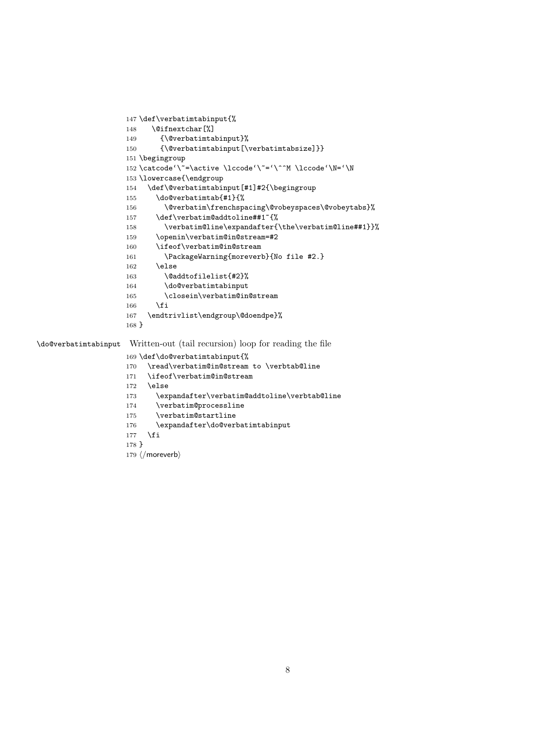```
147 \def\verbatimtabinput{%
148   \@ifnextchar[%]
149     {\@verbatimtabinput}%
150     {\@verbatimtabinput[\verbatimtabsize]}}
151 \begingroup
152 \catcode`\~=\active \lccode`\~=`\^^M \lccode`\N=`\N
153 \lowercase{\endgroup
154   \def\@verbatimtabinput[#1]#2{\begingroup
155     \do@verbatimtab{#1}{%
156       \@verbatim\frenchspacing\@vobeyspaces\@vobeytabs}%
157     \def\verbatim@addtoline##1~{%
158       \verbatim@line\expandafter{\the\verbatim@line##1}}%
159     \openin\verbatim@in@stream=#2
160     \ifeof\verbatim@in@stream
161       \PackageWarning{moreverb}{No file #2.}
162     \else
163       \@addtofilelist{#2}%
164       \do@verbatimtabinput
165       \closein\verbatim@in@stream
166     \fi
167   \endtrivlist\endgroup\@doendpe}%
168 }
```

`\do@verbatimtabinput` Written-out (tail recursion) loop for reading the file

```
169 \def\do@verbatimtabinput{%
170   \read\verbatim@in@stream to \verbtab@line
171   \ifeof\verbatim@in@stream
172   \else
173     \expandafter\verbatim@addtoline\verbtab@line
174     \verbatim@processline
175     \verbatim@startline
176     \expandafter\do@verbatimtabinput
177   \fi
178 }
179 ⟨/moreverb⟩
```